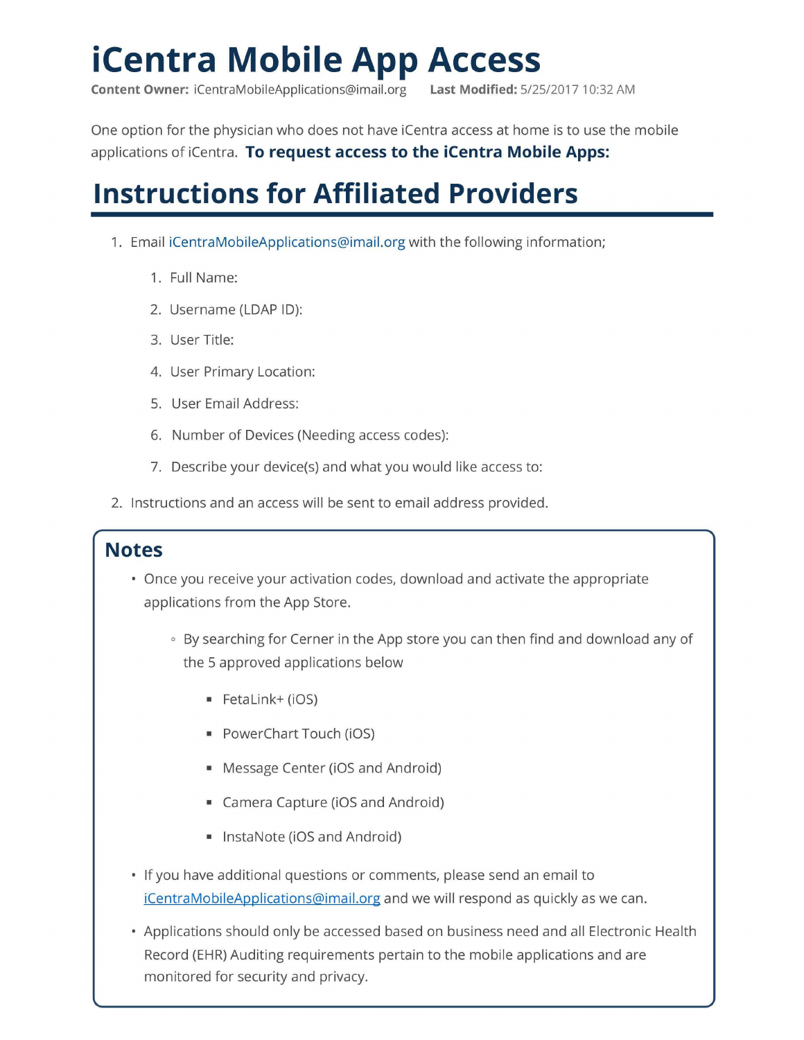# iCentra Mobile App Access

**Content Owner:** iCentraMobileApplications@imail.org **Last Modified:** 5/25/2017 10:32 AM

One option for the physician who does not have iCentra access at home is to use the mobile applications of iCentra. **To request access to the iCentra Mobile Apps:**

## Instructions for Affiliated Providers

1. Email iCentraMobileApplications@imail.org with the following information;
    1. Full Name:
    2. Username (LDAP ID):
    3. User Title:
    4. User Primary Location:
    5. User Email Address:
    6. Number of Devices (Needing access codes):
    7. Describe your device(s) and what you would like access to:
2. Instructions and an access will be sent to email address provided.

### Notes

- Once you receive your activation codes, download and activate the appropriate applications from the App Store.
    - By searching for Cerner in the App store you can then find and download any of the 5 approved applications below
        - FetaLink+ (iOS)
        - PowerChart Touch (iOS)
        - Message Center (iOS and Android)
        - Camera Capture (iOS and Android)
        - InstaNote (iOS and Android)
- If you have additional questions or comments, please send an email to iCentraMobileApplications@imail.org and we will respond as quickly as we can.
- Applications should only be accessed based on business need and all Electronic Health Record (EHR) Auditing requirements pertain to the mobile applications and are monitored for security and privacy.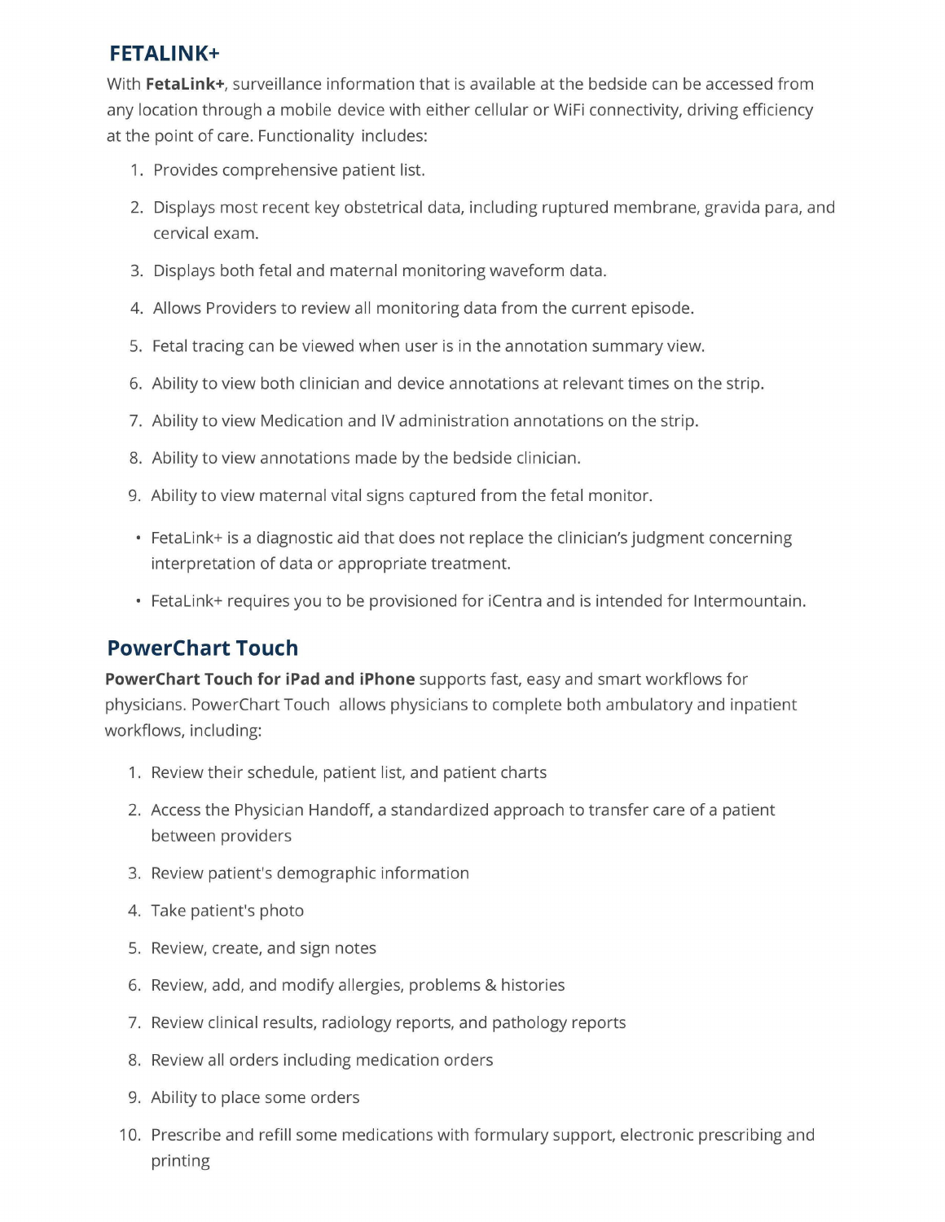## FETALINK+

With **FetaLink+**, surveillance information that is available at the bedside can be accessed from any location through a mobile device with either cellular or WiFi connectivity, driving efficiency at the point of care. Functionality includes:

1. Provides comprehensive patient list.
2. Displays most recent key obstetrical data, including ruptured membrane, gravida para, and cervical exam.
3. Displays both fetal and maternal monitoring waveform data.
4. Allows Providers to review all monitoring data from the current episode.
5. Fetal tracing can be viewed when user is in the annotation summary view.
6. Ability to view both clinician and device annotations at relevant times on the strip.
7. Ability to view Medication and IV administration annotations on the strip.
8. Ability to view annotations made by the bedside clinician.
9. Ability to view maternal vital signs captured from the fetal monitor.

- FetaLink+ is a diagnostic aid that does not replace the clinician's judgment concerning interpretation of data or appropriate treatment.
- FetaLink+ requires you to be provisioned for iCentra and is intended for Intermountain.

## PowerChart Touch

**PowerChart Touch for iPad and iPhone** supports fast, easy and smart workflows for physicians. PowerChart Touch allows physicians to complete both ambulatory and inpatient workflows, including:

1. Review their schedule, patient list, and patient charts
2. Access the Physician Handoff, a standardized approach to transfer care of a patient between providers
3. Review patient's demographic information
4. Take patient's photo
5. Review, create, and sign notes
6. Review, add, and modify allergies, problems & histories
7. Review clinical results, radiology reports, and pathology reports
8. Review all orders including medication orders
9. Ability to place some orders
10. Prescribe and refill some medications with formulary support, electronic prescribing and printing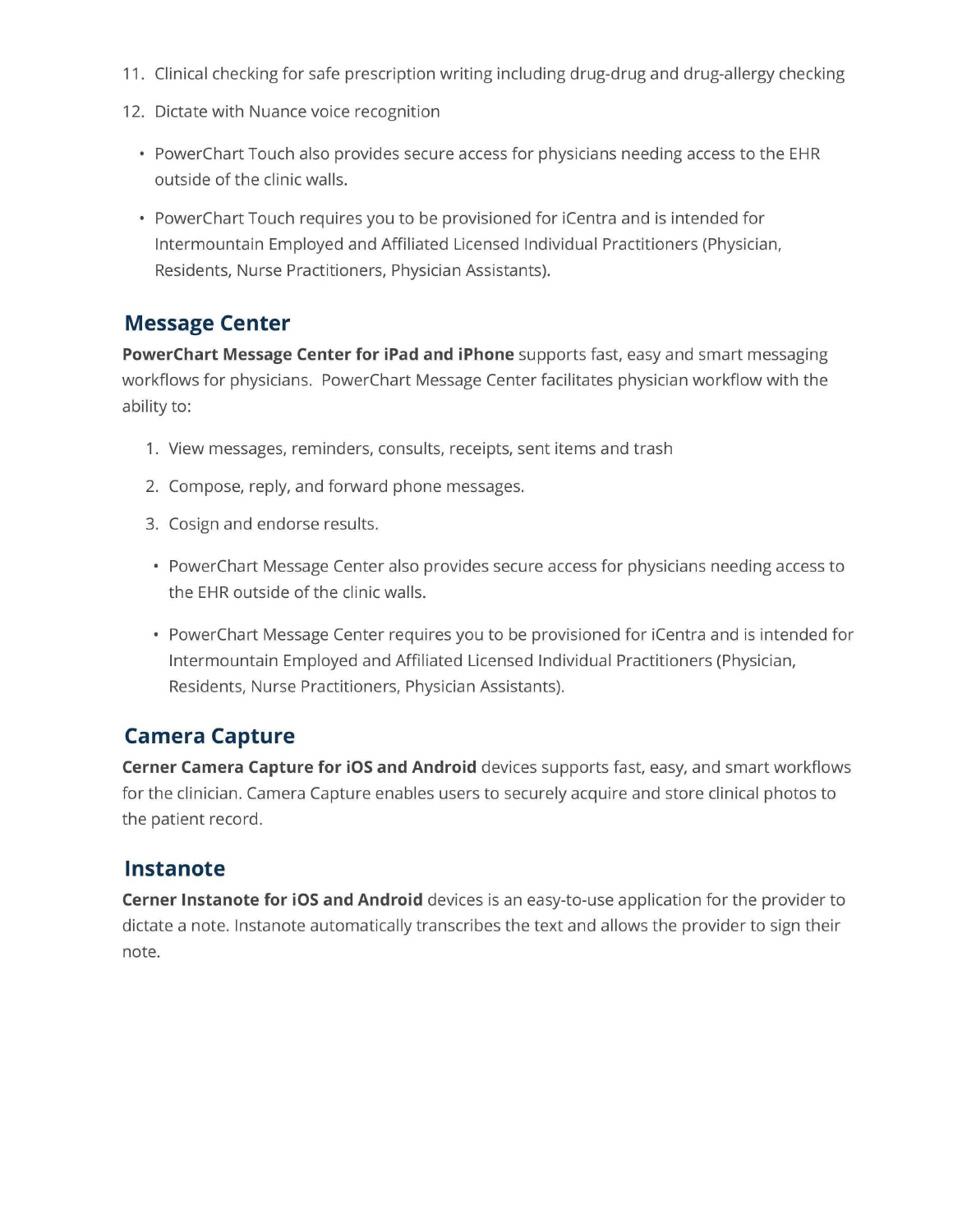11. Clinical checking for safe prescription writing including drug-drug and drug-allergy checking
12. Dictate with Nuance voice recognition

- PowerChart Touch also provides secure access for physicians needing access to the EHR outside of the clinic walls.
- PowerChart Touch requires you to be provisioned for iCentra and is intended for Intermountain Employed and Affiliated Licensed Individual Practitioners (Physician, Residents, Nurse Practitioners, Physician Assistants).

## Message Center

**PowerChart Message Center for iPad and iPhone** supports fast, easy and smart messaging workflows for physicians. PowerChart Message Center facilitates physician workflow with the ability to:

1. View messages, reminders, consults, receipts, sent items and trash
2. Compose, reply, and forward phone messages.
3. Cosign and endorse results.

- PowerChart Message Center also provides secure access for physicians needing access to the EHR outside of the clinic walls.
- PowerChart Message Center requires you to be provisioned for iCentra and is intended for Intermountain Employed and Affiliated Licensed Individual Practitioners (Physician, Residents, Nurse Practitioners, Physician Assistants).

## Camera Capture

**Cerner Camera Capture for iOS and Android** devices supports fast, easy, and smart workflows for the clinician. Camera Capture enables users to securely acquire and store clinical photos to the patient record.

## Instanote

**Cerner Instanote for iOS and Android** devices is an easy-to-use application for the provider to dictate a note. Instanote automatically transcribes the text and allows the provider to sign their note.